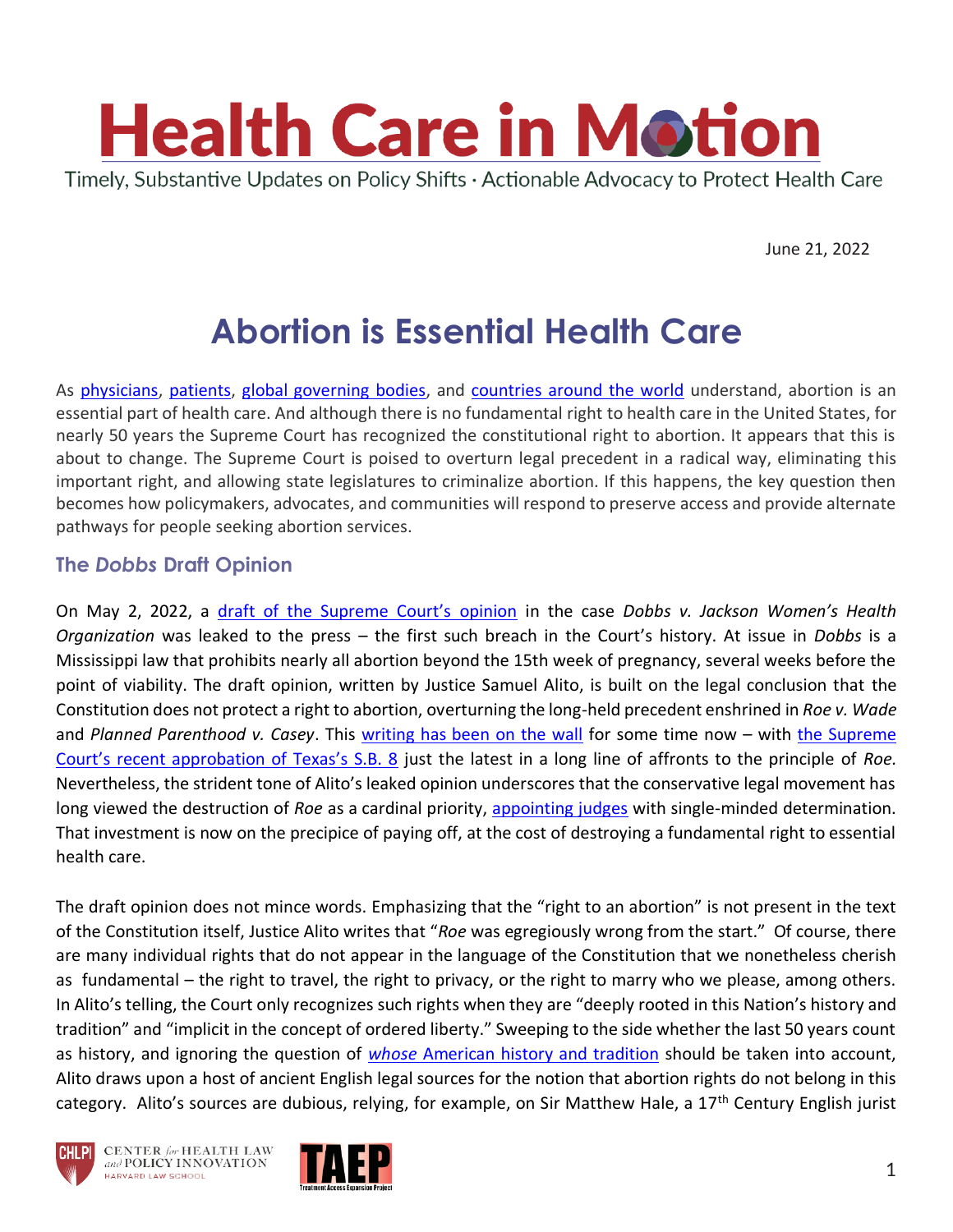# Health Care in Motion

Timely, Substantive Updates on Policy Shifts · Actionable Advocacy to Protect Health Care

June 21, 2022

## Abortion is Essential Health Care

As physicians, patients, global governing bodies, and countries around the world understand, abortion is an essential part of health care. And although there is no fundamental right to health care in the United States, for nearly 50 years the Supreme Court has recognized the constitutional right to abortion. It appears that this is about to change. The Supreme Court is poised to overturn legal precedent in a radical way, eliminating this important right, and allowing state legislatures to criminalize abortion. If this happens, the key question then becomes how policymakers, advocates, and communities will respond to preserve access and provide alternate pathways for people seeking abortion services.

### The *Dobbs* Draft Opinion

On May 2, 2022, a draft of the Supreme Court's opinion in the case *Dobbs v. Jackson Women's Health Organization* was leaked to the press – the first such breach in the Court's history. At issue in *Dobbs* is a Mississippi law that prohibits nearly all abortion beyond the 15th week of pregnancy, several weeks before the point of viability. The draft opinion, written by Justice Samuel Alito, is built on the legal conclusion that the Constitution does not protect a right to abortion, overturning the long-held precedent enshrined in *Roe v. Wade* and *Planned Parenthood v. Casey*. This writing has been on the wall for some time now – with the Supreme Court's recent approbation of Texas's S.B. 8 just the latest in a long line of affronts to the principle of *Roe.* Nevertheless, the strident tone of Alito's leaked opinion underscores that the conservative legal movement has long viewed the destruction of *Roe* as a cardinal priority, appointing judges with single-minded determination. That investment is now on the precipice of paying off, at the cost of destroying a fundamental right to essential health care.

The draft opinion does not mince words. Emphasizing that the "right to an abortion" is not present in the text of the Constitution itself, Justice Alito writes that "*Roe* was egregiously wrong from the start." Of course, there are many individual rights that do not appear in the language of the Constitution that we nonetheless cherish as fundamental – the right to travel, the right to privacy, or the right to marry who we please, among others. In Alito's telling, the Court only recognizes such rights when they are "deeply rooted in this Nation's history and tradition" and "implicit in the concept of ordered liberty." Sweeping to the side whether the last 50 years count as history, and ignoring the question of *whose* American history and tradition should be taken into account, Alito draws upon a host of ancient English legal sources for the notion that abortion rights do not belong in this category. Alito's sources are dubious, relying, for example, on Sir Matthew Hale, a 17th Century English jurist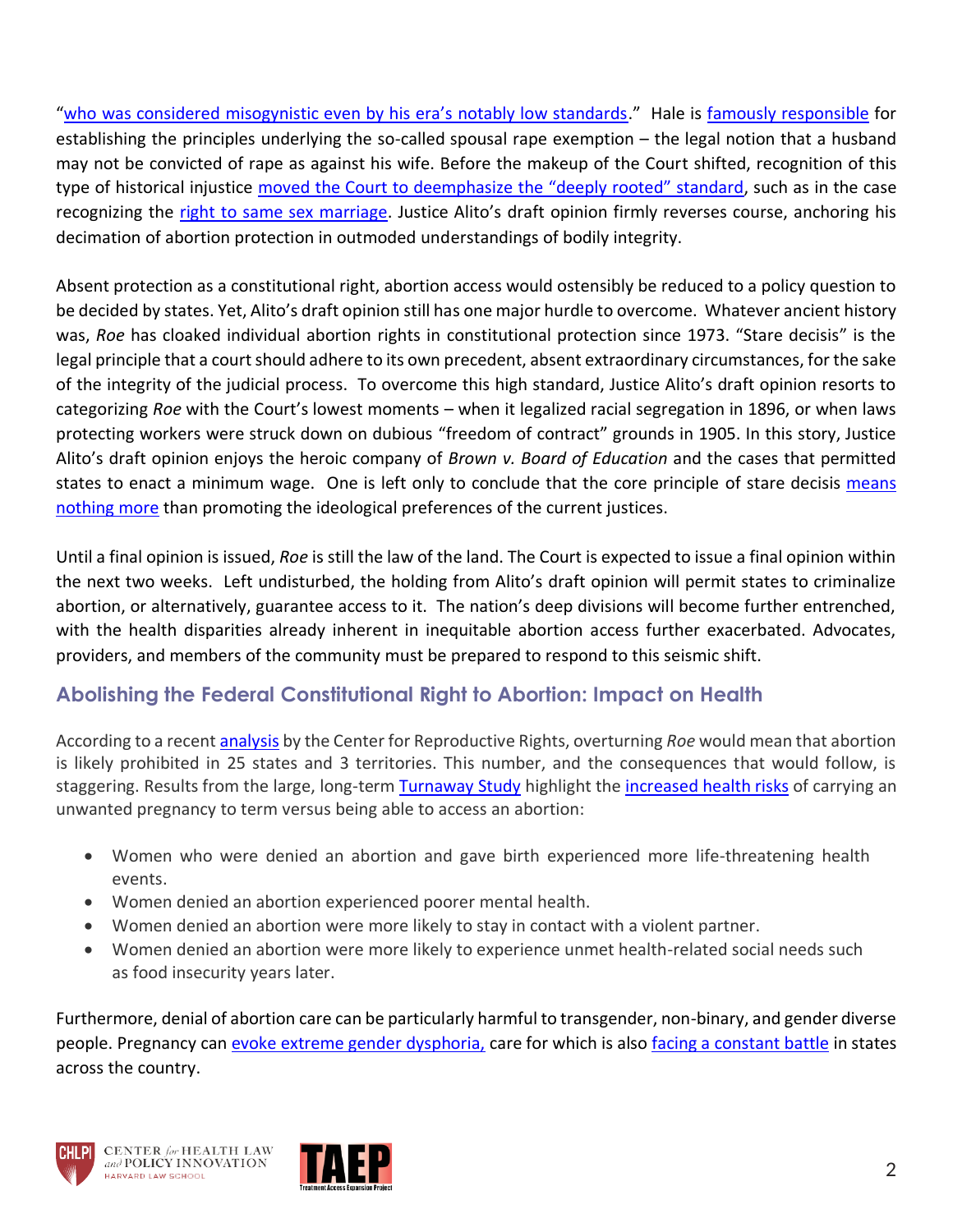"who was considered misogynistic even by his era's notably low standards." Hale is famously responsible for establishing the principles underlying the so-called spousal rape exemption – the legal notion that a husband may not be convicted of rape as against his wife. Before the makeup of the Court shifted, recognition of this type of historical injustice moved the Court to deemphasize the "deeply rooted" standard, such as in the case recognizing the right to same sex marriage. Justice Alito's draft opinion firmly reverses course, anchoring his decimation of abortion protection in outmoded understandings of bodily integrity.

Absent protection as a constitutional right, abortion access would ostensibly be reduced to a policy question to be decided by states. Yet, Alito's draft opinion still has one major hurdle to overcome. Whatever ancient history was, *Roe* has cloaked individual abortion rights in constitutional protection since 1973. "Stare decisis" is the legal principle that a court should adhere to its own precedent, absent extraordinary circumstances, for the sake of the integrity of the judicial process. To overcome this high standard, Justice Alito's draft opinion resorts to categorizing *Roe* with the Court's lowest moments – when it legalized racial segregation in 1896, or when laws protecting workers were struck down on dubious "freedom of contract" grounds in 1905. In this story, Justice Alito's draft opinion enjoys the heroic company of *Brown v. Board of Education* and the cases that permitted states to enact a minimum wage. One is left only to conclude that the core principle of stare decisis means nothing more than promoting the ideological preferences of the current justices.

Until a final opinion is issued, *Roe* is still the law of the land. The Court is expected to issue a final opinion within the next two weeks. Left undisturbed, the holding from Alito's draft opinion will permit states to criminalize abortion, or alternatively, guarantee access to it. The nation's deep divisions will become further entrenched, with the health disparities already inherent in inequitable abortion access further exacerbated. Advocates, providers, and members of the community must be prepared to respond to this seismic shift.

## Abolishing the Federal Constitutional Right to Abortion: Impact on Health

According to a recent analysis by the Center for Reproductive Rights, overturning *Roe* would mean that abortion is likely prohibited in 25 states and 3 territories. This number, and the consequences that would follow, is staggering. Results from the large, long-term Turnaway Study highlight the increased health risks of carrying an unwanted pregnancy to term versus being able to access an abortion:

- Women who were denied an abortion and gave birth experienced more life-threatening health events.
- Women denied an abortion experienced poorer mental health.
- Women denied an abortion were more likely to stay in contact with a violent partner.
- Women denied an abortion were more likely to experience unmet health-related social needs such as food insecurity years later.

Furthermore, denial of abortion care can be particularly harmful to transgender, non-binary, and gender diverse people. Pregnancy can evoke extreme gender dysphoria, care for which is also facing a constant battle in states across the country.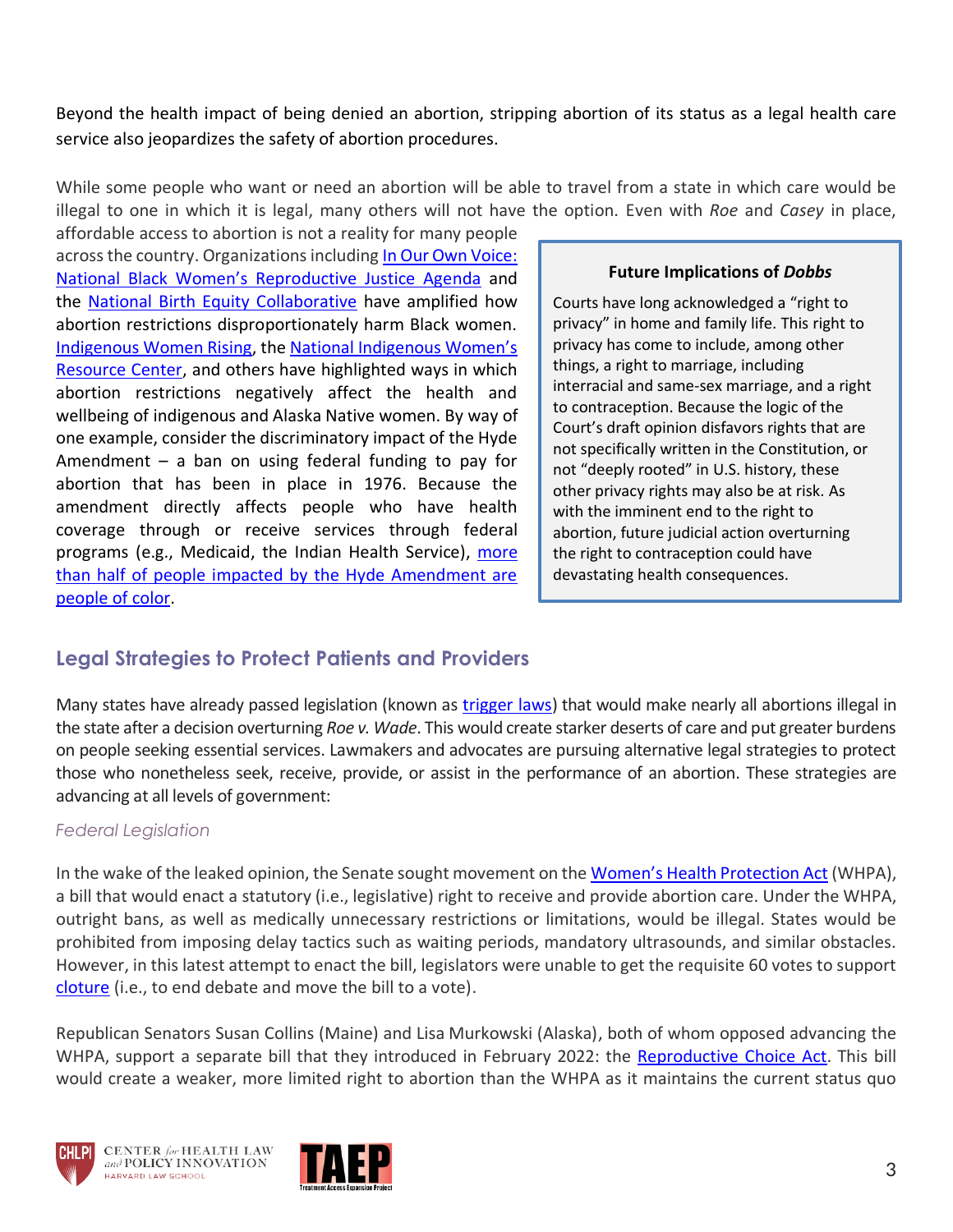Beyond the health impact of being denied an abortion, stripping abortion of its status as a legal health care service also jeopardizes the safety of abortion procedures.

While some people who want or need an abortion will be able to travel from a state in which care would be illegal to one in which it is legal, many others will not have the option. Even with *Roe* and *Casey* in place, affordable access to abortion is not a reality for many people across the country. Organizations including In Our Own Voice: National Black Women's Reproductive Justice Agenda and the National Birth Equity Collaborative have amplified how abortion restrictions disproportionately harm Black women. Indigenous Women Rising, the National Indigenous Women's Resource Center, and others have highlighted ways in which abortion restrictions negatively affect the health and wellbeing of indigenous and Alaska Native women. By way of one example, consider the discriminatory impact of the Hyde Amendment – a ban on using federal funding to pay for abortion that has been in place in 1976. Because the amendment directly affects people who have health coverage through or receive services through federal programs (e.g., Medicaid, the Indian Health Service), more than half of people impacted by the Hyde Amendment are people of color.

> **Future Implications of *Dobbs***
>
> Courts have long acknowledged a "right to privacy" in home and family life. This right to privacy has come to include, among other things, a right to marriage, including interracial and same-sex marriage, and a right to contraception. Because the logic of the Court's draft opinion disfavors rights that are not specifically written in the Constitution, or not "deeply rooted" in U.S. history, these other privacy rights may also be at risk. As with the imminent end to the right to abortion, future judicial action overturning the right to contraception could have devastating health consequences.

## Legal Strategies to Protect Patients and Providers

Many states have already passed legislation (known as trigger laws) that would make nearly all abortions illegal in the state after a decision overturning *Roe v. Wade*. This would create starker deserts of care and put greater burdens on people seeking essential services. Lawmakers and advocates are pursuing alternative legal strategies to protect those who nonetheless seek, receive, provide, or assist in the performance of an abortion. These strategies are advancing at all levels of government:

### *Federal Legislation*

In the wake of the leaked opinion, the Senate sought movement on the Women's Health Protection Act (WHPA), a bill that would enact a statutory (i.e., legislative) right to receive and provide abortion care. Under the WHPA, outright bans, as well as medically unnecessary restrictions or limitations, would be illegal. States would be prohibited from imposing delay tactics such as waiting periods, mandatory ultrasounds, and similar obstacles. However, in this latest attempt to enact the bill, legislators were unable to get the requisite 60 votes to support cloture (i.e., to end debate and move the bill to a vote).

Republican Senators Susan Collins (Maine) and Lisa Murkowski (Alaska), both of whom opposed advancing the WHPA, support a separate bill that they introduced in February 2022: the Reproductive Choice Act. This bill would create a weaker, more limited right to abortion than the WHPA as it maintains the current status quo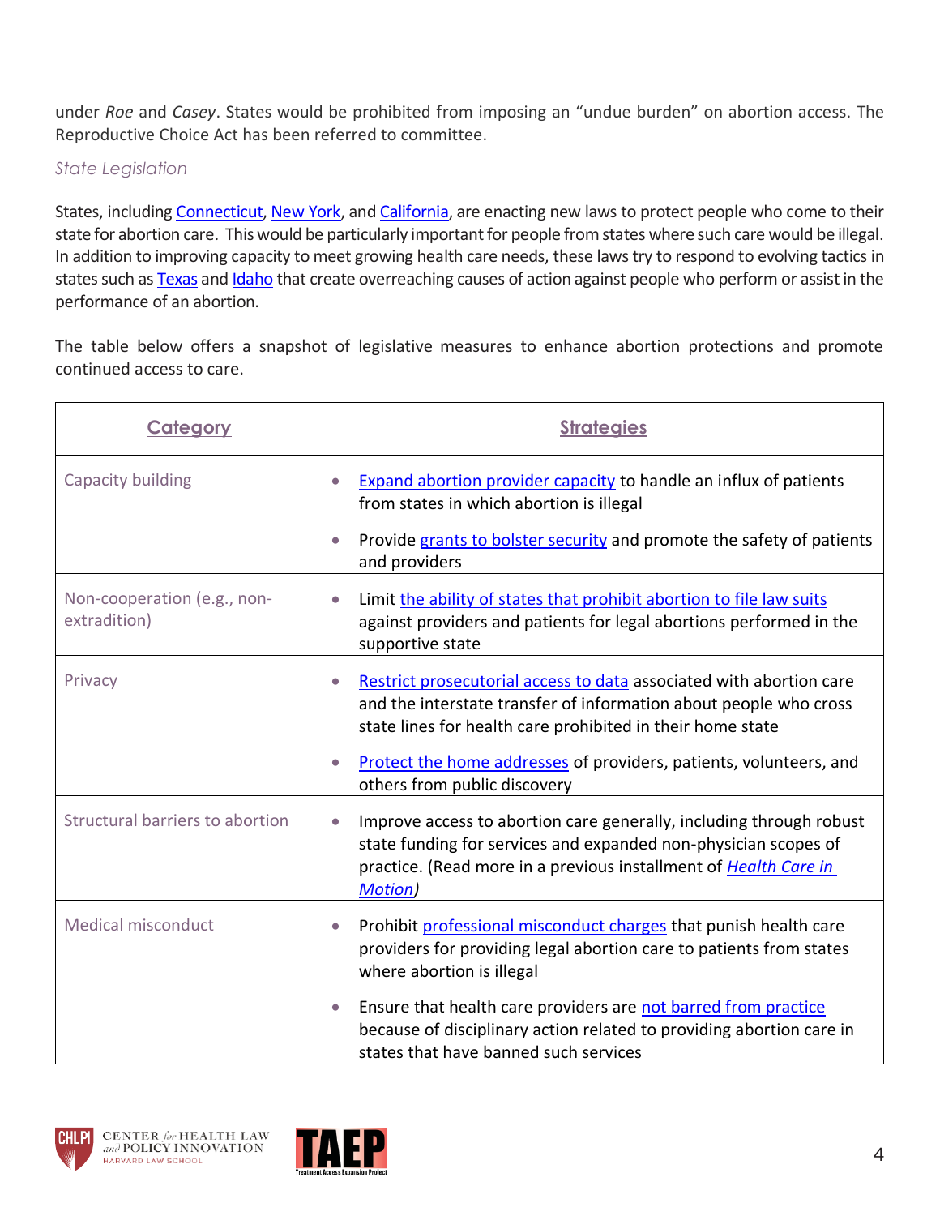under *Roe* and *Casey*. States would be prohibited from imposing an "undue burden" on abortion access. The Reproductive Choice Act has been referred to committee.

### *State Legislation*

States, including Connecticut, New York, and California, are enacting new laws to protect people who come to their state for abortion care. This would be particularly important for people from states where such care would be illegal. In addition to improving capacity to meet growing health care needs, these laws try to respond to evolving tactics in states such as Texas and Idaho that create overreaching causes of action against people who perform or assist in the performance of an abortion.

The table below offers a snapshot of legislative measures to enhance abortion protections and promote continued access to care.

| Category | Strategies |
|---|---|
| Capacity building | • Expand abortion provider capacity to handle an influx of patients from states in which abortion is illegal<br>• Provide grants to bolster security and promote the safety of patients and providers |
| Non-cooperation (e.g., non-extradition) | • Limit the ability of states that prohibit abortion to file law suits against providers and patients for legal abortions performed in the supportive state |
| Privacy | • Restrict prosecutorial access to data associated with abortion care and the interstate transfer of information about people who cross state lines for health care prohibited in their home state<br>• Protect the home addresses of providers, patients, volunteers, and others from public discovery |
| Structural barriers to abortion | • Improve access to abortion care generally, including through robust state funding for services and expanded non-physician scopes of practice. (Read more in a previous installment of *Health Care in Motion*) |
| Medical misconduct | • Prohibit professional misconduct charges that punish health care providers for providing legal abortion care to patients from states where abortion is illegal<br>• Ensure that health care providers are not barred from practice because of disciplinary action related to providing abortion care in states that have banned such services |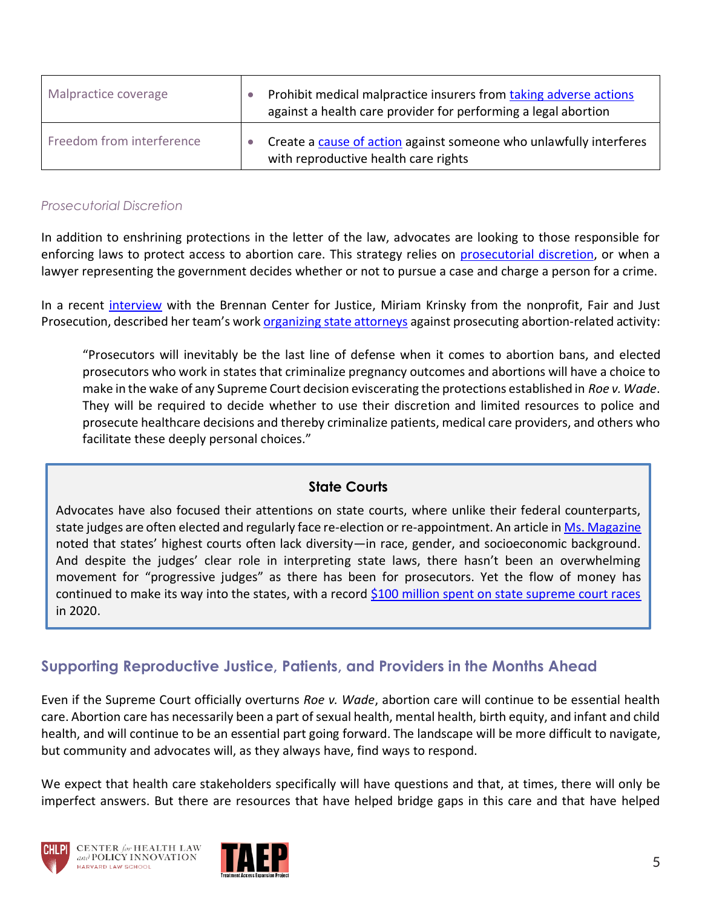| Malpractice coverage | • Prohibit medical malpractice insurers from taking adverse actions against a health care provider for performing a legal abortion |
|---|---|
| Freedom from interference | • Create a cause of action against someone who unlawfully interferes with reproductive health care rights |

*Prosecutorial Discretion*

In addition to enshrining protections in the letter of the law, advocates are looking to those responsible for enforcing laws to protect access to abortion care. This strategy relies on prosecutorial discretion, or when a lawyer representing the government decides whether or not to pursue a case and charge a person for a crime.

In a recent interview with the Brennan Center for Justice, Miriam Krinsky from the nonprofit, Fair and Just Prosecution, described her team's work organizing state attorneys against prosecuting abortion-related activity:

> "Prosecutors will inevitably be the last line of defense when it comes to abortion bans, and elected prosecutors who work in states that criminalize pregnancy outcomes and abortions will have a choice to make in the wake of any Supreme Court decision eviscerating the protections established in *Roe v. Wade*. They will be required to decide whether to use their discretion and limited resources to police and prosecute healthcare decisions and thereby criminalize patients, medical care providers, and others who facilitate these deeply personal choices."

**State Courts**

Advocates have also focused their attentions on state courts, where unlike their federal counterparts, state judges are often elected and regularly face re-election or re-appointment. An article in Ms. Magazine noted that states' highest courts often lack diversity—in race, gender, and socioeconomic background. And despite the judges' clear role in interpreting state laws, there hasn't been an overwhelming movement for "progressive judges" as there has been for prosecutors. Yet the flow of money has continued to make its way into the states, with a record $100 million spent on state supreme court races in 2020.

## Supporting Reproductive Justice, Patients, and Providers in the Months Ahead

Even if the Supreme Court officially overturns *Roe v. Wade*, abortion care will continue to be essential health care. Abortion care has necessarily been a part of sexual health, mental health, birth equity, and infant and child health, and will continue to be an essential part going forward. The landscape will be more difficult to navigate, but community and advocates will, as they always have, find ways to respond.

We expect that health care stakeholders specifically will have questions and that, at times, there will only be imperfect answers. But there are resources that have helped bridge gaps in this care and that have helped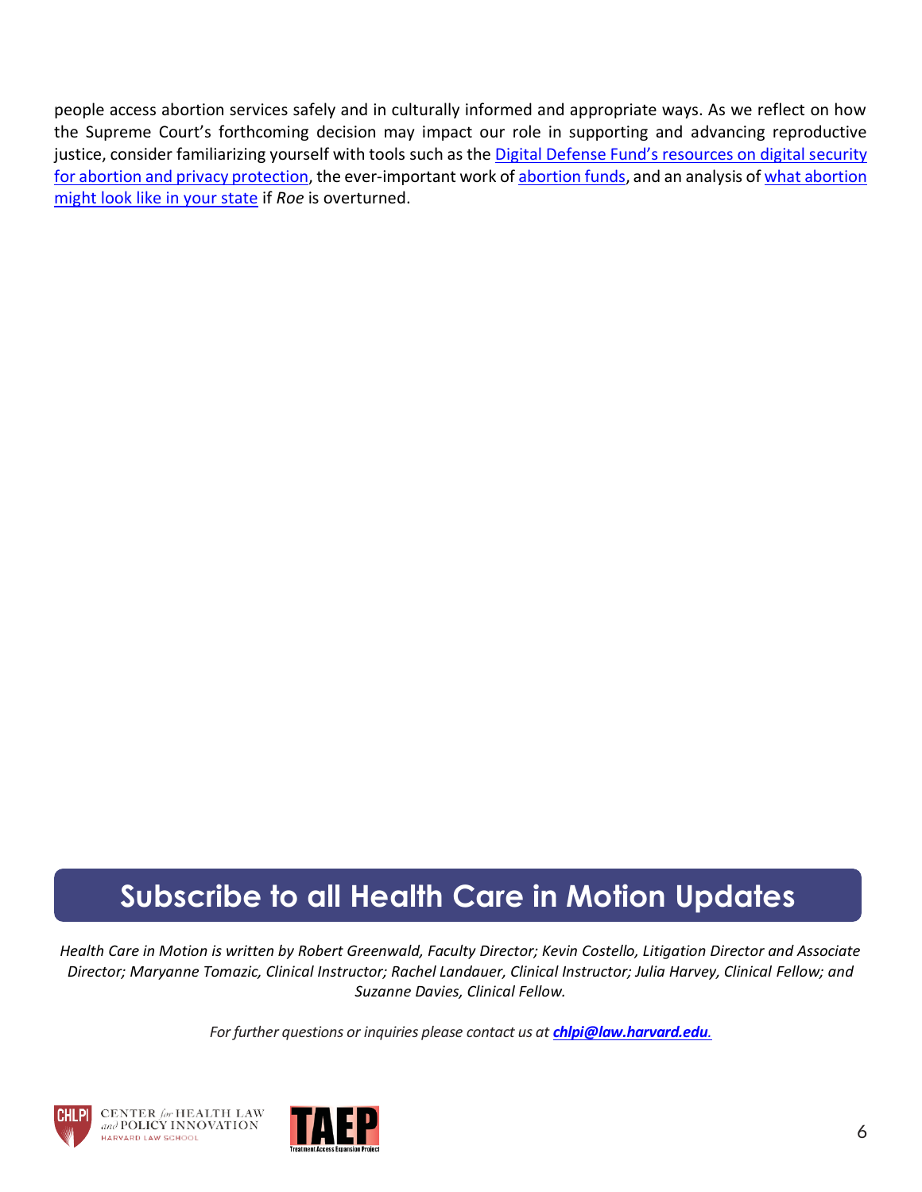people access abortion services safely and in culturally informed and appropriate ways. As we reflect on how the Supreme Court's forthcoming decision may impact our role in supporting and advancing reproductive justice, consider familiarizing yourself with tools such as the Digital Defense Fund's resources on digital security for abortion and privacy protection, the ever-important work of abortion funds, and an analysis of what abortion might look like in your state if *Roe* is overturned.

## Subscribe to all Health Care in Motion Updates

*Health Care in Motion is written by Robert Greenwald, Faculty Director; Kevin Costello, Litigation Director and Associate Director; Maryanne Tomazic, Clinical Instructor; Rachel Landauer, Clinical Instructor; Julia Harvey, Clinical Fellow; and Suzanne Davies, Clinical Fellow.*

*For further questions or inquiries please contact us at* ***chlpi@law.harvard.edu****.*

CHLPI CENTER for HEALTH LAW and POLICY INNOVATION HARVARD LAW SCHOOL

TAEP Treatment Access Expansion Project